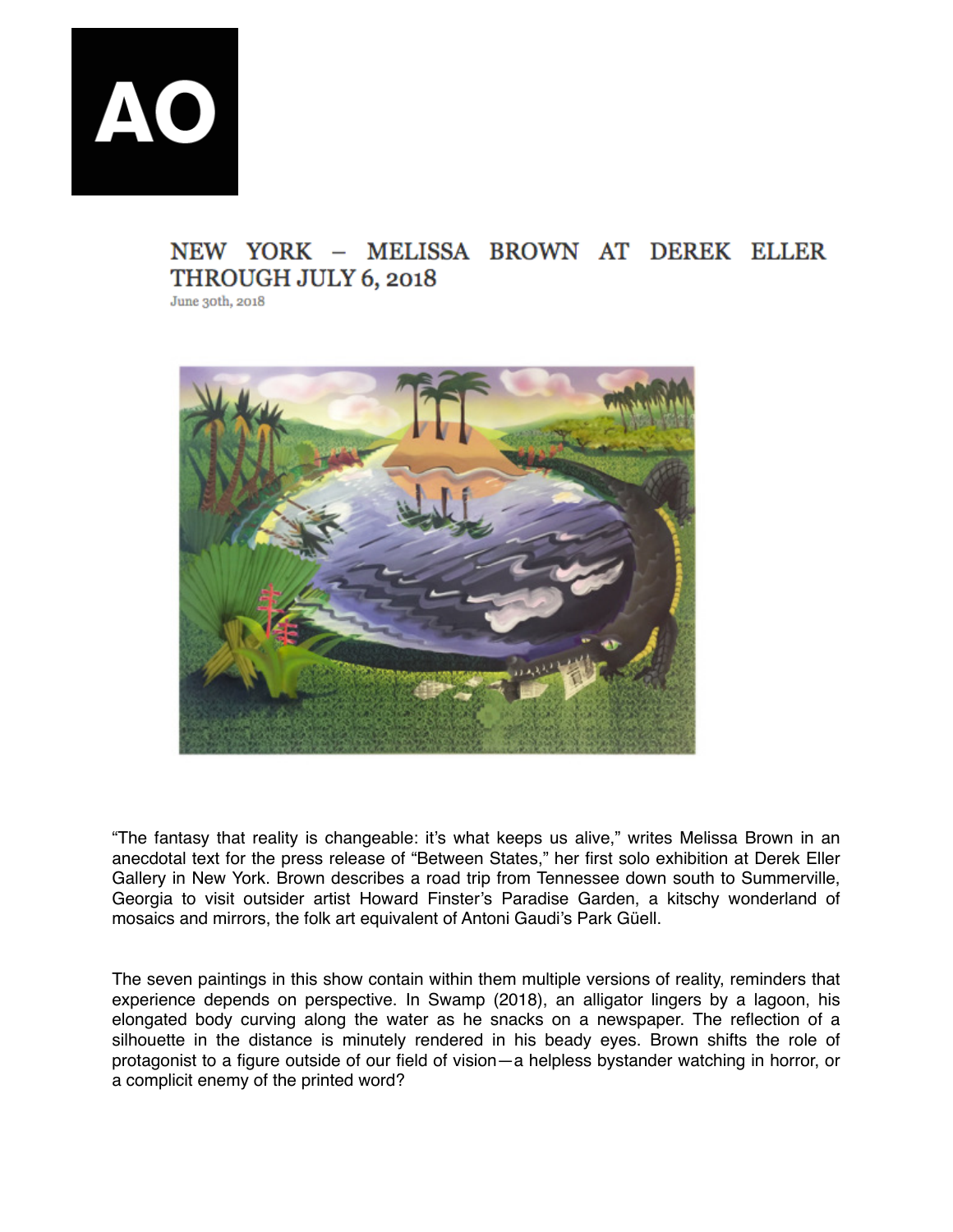AO

# NEW YORK – MELISSA BROWN AT DEREK ELLER THROUGH JULY 6, 2018

June 30th, 2018

“The fantasy that reality is changeable: it’s what keeps us alive,” writes Melissa Brown in an anecdotal text for the press release of “Between States,” her first solo exhibition at Derek Eller Gallery in New York. Brown describes a road trip from Tennessee down south to Summerville, Georgia to visit outsider artist Howard Finster’s Paradise Garden, a kitschy wonderland of mosaics and mirrors, the folk art equivalent of Antoni Gaudi’s Park Güell.

The seven paintings in this show contain within them multiple versions of reality, reminders that experience depends on perspective. In Swamp (2018), an alligator lingers by a lagoon, his elongated body curving along the water as he snacks on a newspaper. The reflection of a silhouette in the distance is minutely rendered in his beady eyes. Brown shifts the role of protagonist to a figure outside of our field of vision—a helpless bystander watching in horror, or a complicit enemy of the printed word?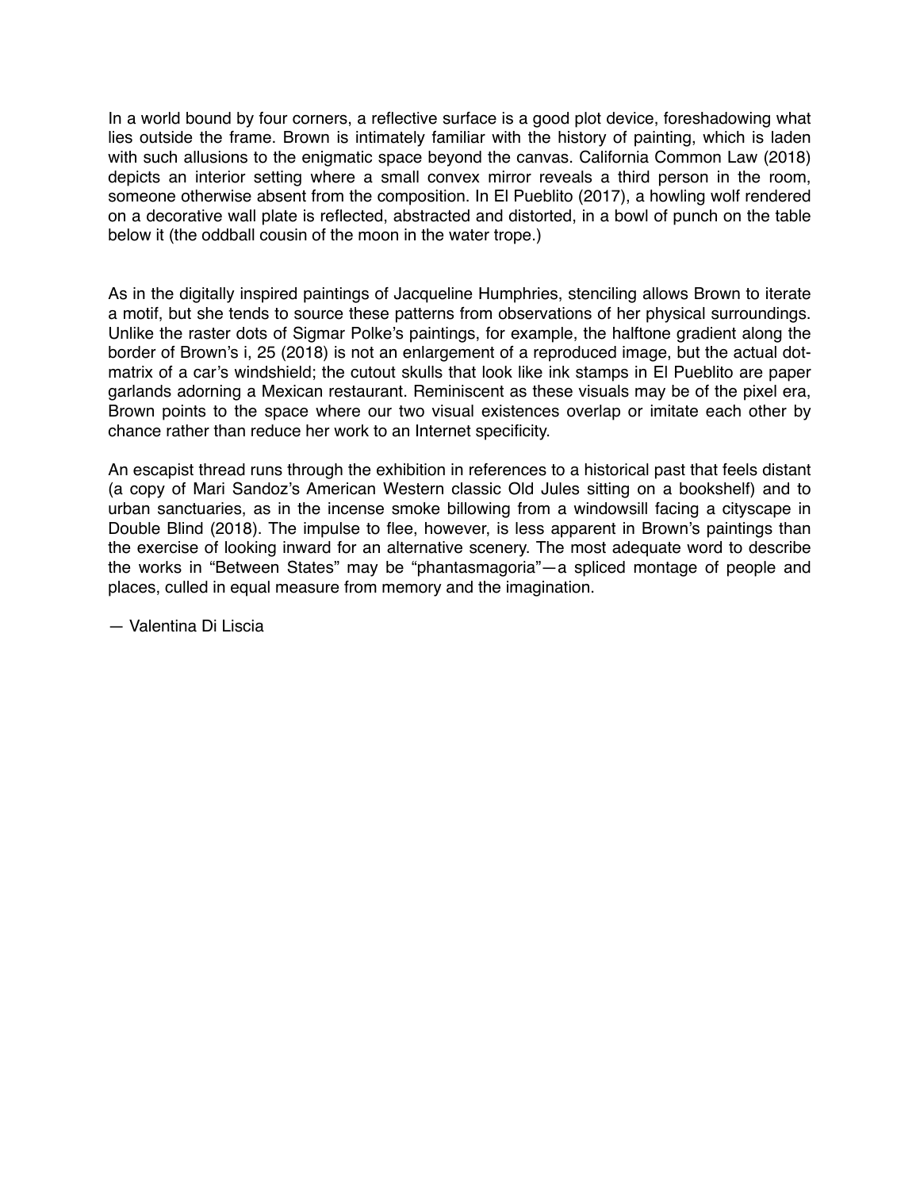In a world bound by four corners, a reflective surface is a good plot device, foreshadowing what lies outside the frame. Brown is intimately familiar with the history of painting, which is laden with such allusions to the enigmatic space beyond the canvas. California Common Law (2018) depicts an interior setting where a small convex mirror reveals a third person in the room, someone otherwise absent from the composition. In El Pueblito (2017), a howling wolf rendered on a decorative wall plate is reflected, abstracted and distorted, in a bowl of punch on the table below it (the oddball cousin of the moon in the water trope.)

As in the digitally inspired paintings of Jacqueline Humphries, stenciling allows Brown to iterate a motif, but she tends to source these patterns from observations of her physical surroundings. Unlike the raster dots of Sigmar Polke's paintings, for example, the halftone gradient along the border of Brown's i, 25 (2018) is not an enlargement of a reproduced image, but the actual dot-matrix of a car's windshield; the cutout skulls that look like ink stamps in El Pueblito are paper garlands adorning a Mexican restaurant. Reminiscent as these visuals may be of the pixel era, Brown points to the space where our two visual existences overlap or imitate each other by chance rather than reduce her work to an Internet specificity.

An escapist thread runs through the exhibition in references to a historical past that feels distant (a copy of Mari Sandoz's American Western classic Old Jules sitting on a bookshelf) and to urban sanctuaries, as in the incense smoke billowing from a windowsill facing a cityscape in Double Blind (2018). The impulse to flee, however, is less apparent in Brown's paintings than the exercise of looking inward for an alternative scenery. The most adequate word to describe the works in "Between States" may be "phantasmagoria"—a spliced montage of people and places, culled in equal measure from memory and the imagination.

— Valentina Di Liscia